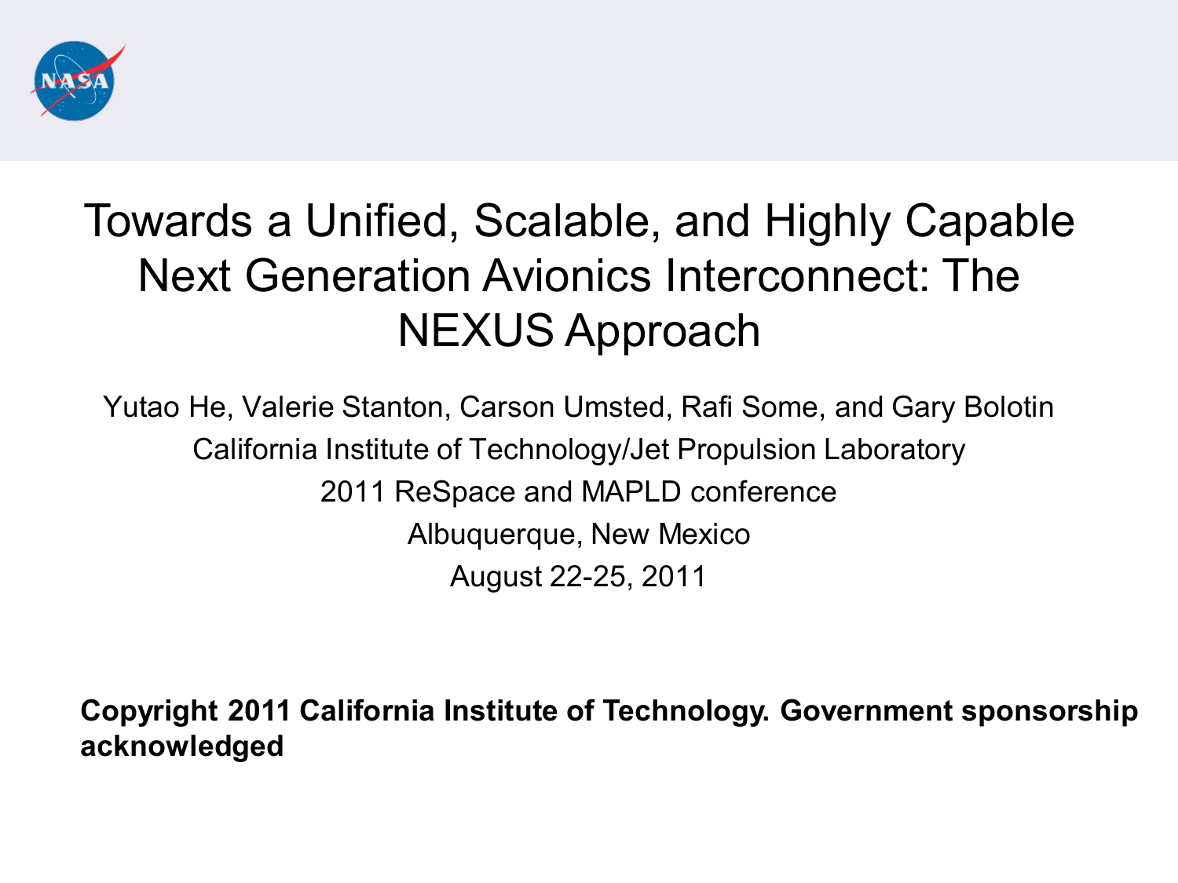# Towards a Unified, Scalable, and Highly Capable Next Generation Avionics Interconnect: The NEXUS Approach

Yutao He, Valerie Stanton, Carson Umsted, Rafi Some, and Gary Bolotin

California Institute of Technology/Jet Propulsion Laboratory

2011 ReSpace and MAPLD conference

Albuquerque, New Mexico

August 22-25, 2011

**Copyright 2011 California Institute of Technology. Government sponsorship acknowledged**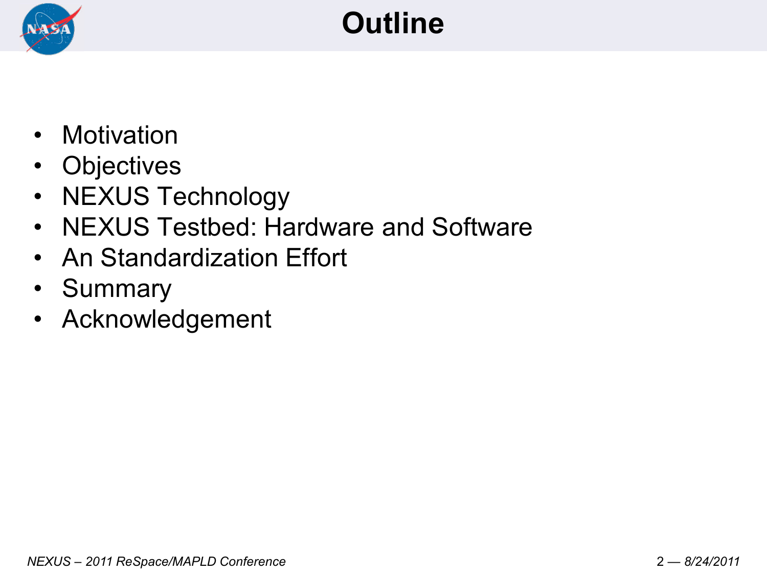# Outline

- Motivation
- Objectives
- NEXUS Technology
- NEXUS Testbed: Hardware and Software
- An Standardization Effort
- Summary
- Acknowledgement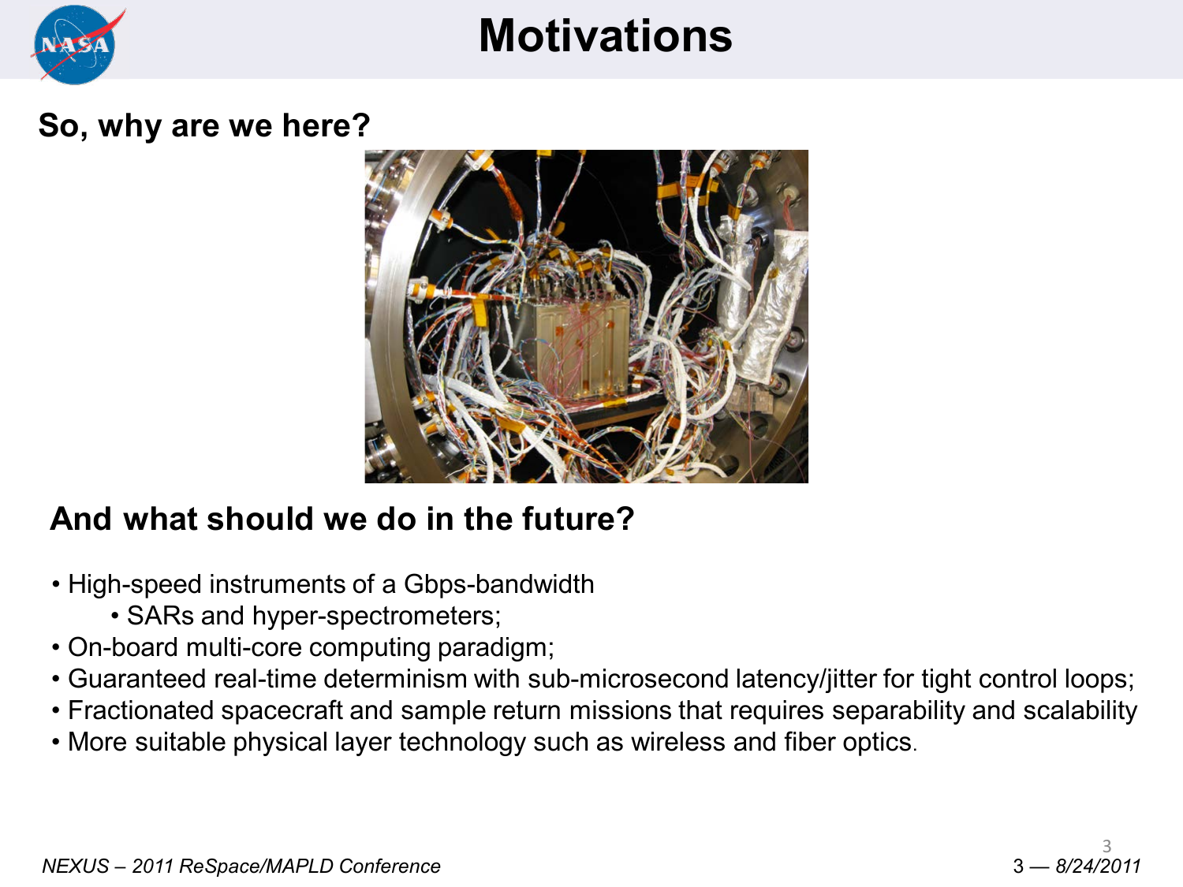# Motivations

**So, why are we here?**

## And what should we do in the future?

- High-speed instruments of a Gbps-bandwidth
  - SARs and hyper-spectrometers;
- On-board multi-core computing paradigm;
- Guaranteed real-time determinism with sub-microsecond latency/jitter for tight control loops;
- Fractionated spacecraft and sample return missions that requires separability and scalability
- More suitable physical layer technology such as wireless and fiber optics.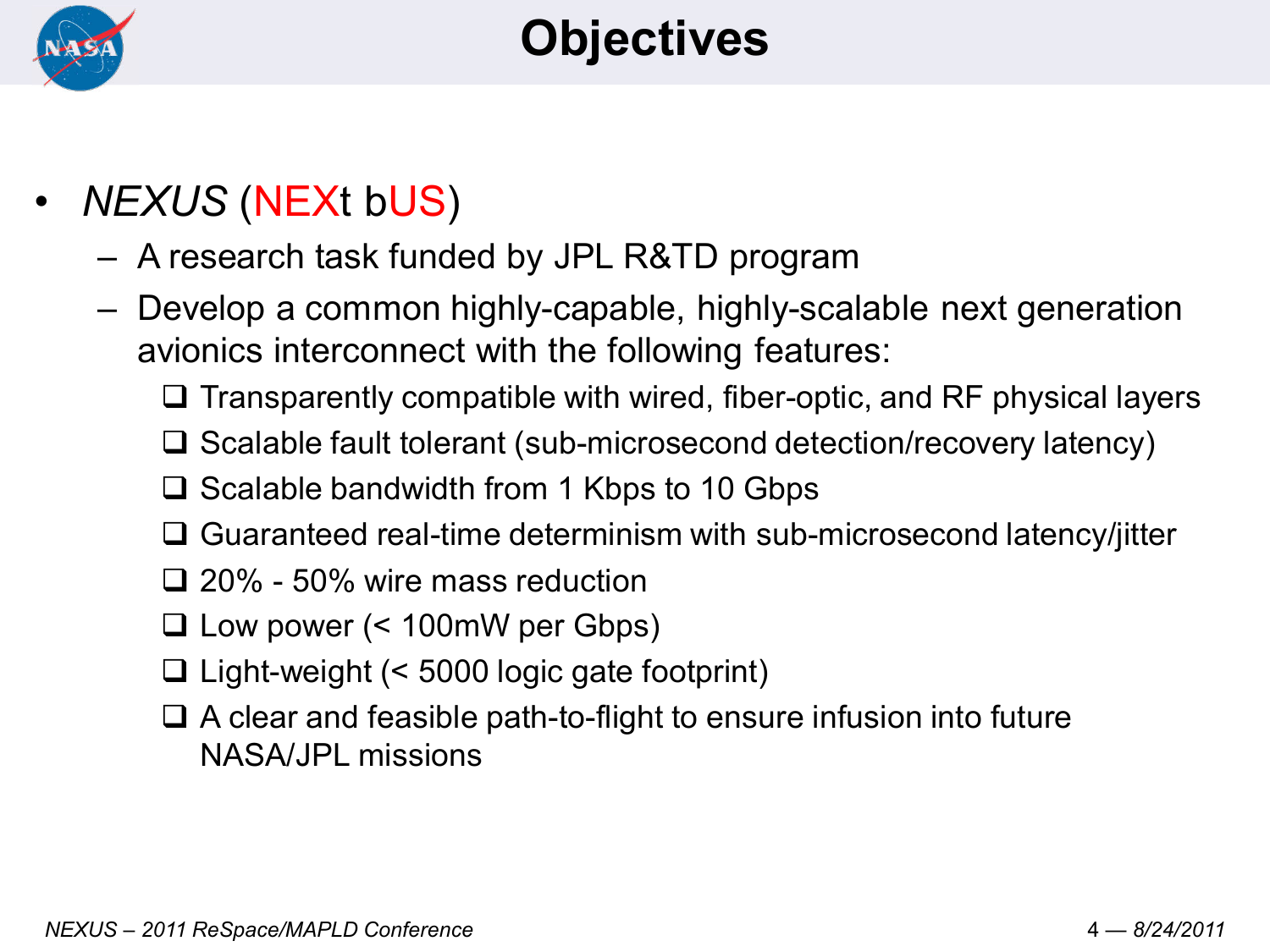# Objectives

- *NEXUS* (NEXt bUS)
  - A research task funded by JPL R&TD program
  - Develop a common highly-capable, highly-scalable next generation avionics interconnect with the following features:
    - ❑ Transparently compatible with wired, fiber-optic, and RF physical layers
    - ❑ Scalable fault tolerant (sub-microsecond detection/recovery latency)
    - ❑ Scalable bandwidth from 1 Kbps to 10 Gbps
    - ❑ Guaranteed real-time determinism with sub-microsecond latency/jitter
    - ❑ 20% - 50% wire mass reduction
    - ❑ Low power (< 100mW per Gbps)
    - ❑ Light-weight (< 5000 logic gate footprint)
    - ❑ A clear and feasible path-to-flight to ensure infusion into future NASA/JPL missions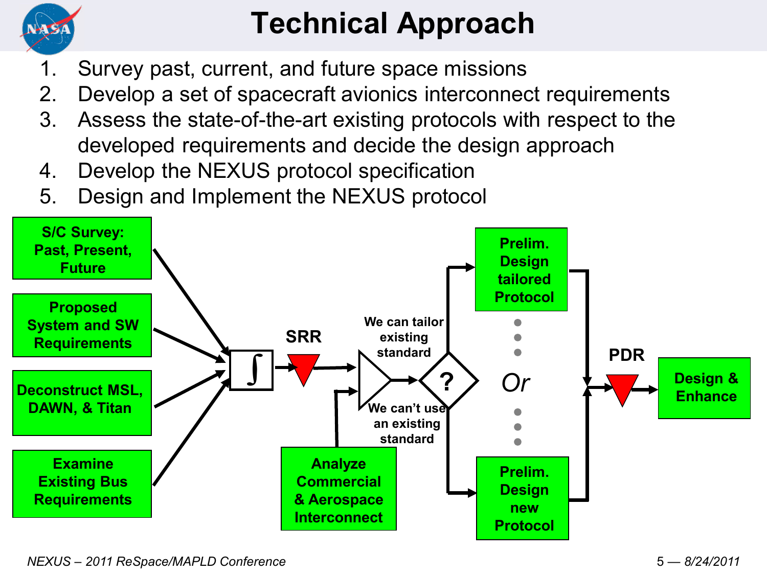# Technical Approach

1. Survey past, current, and future space missions
2. Develop a set of spacecraft avionics interconnect requirements
3. Assess the state-of-the-art existing protocols with respect to the developed requirements and decide the design approach
4. Develop the NEXUS protocol specification
5. Design and Implement the NEXUS protocol

S/C Survey: Past, Present, Future

Proposed System and SW Requirements

Deconstruct MSL, DAWN, & Titan

Examine Existing Bus Requirements

∫

SRR

Analyze Commercial & Aerospace Interconnect

We can tailor existing standard

?

We can't use an existing standard

Prelim. Design tailored Protocol

Or

Prelim. Design new Protocol

PDR

Design & Enhance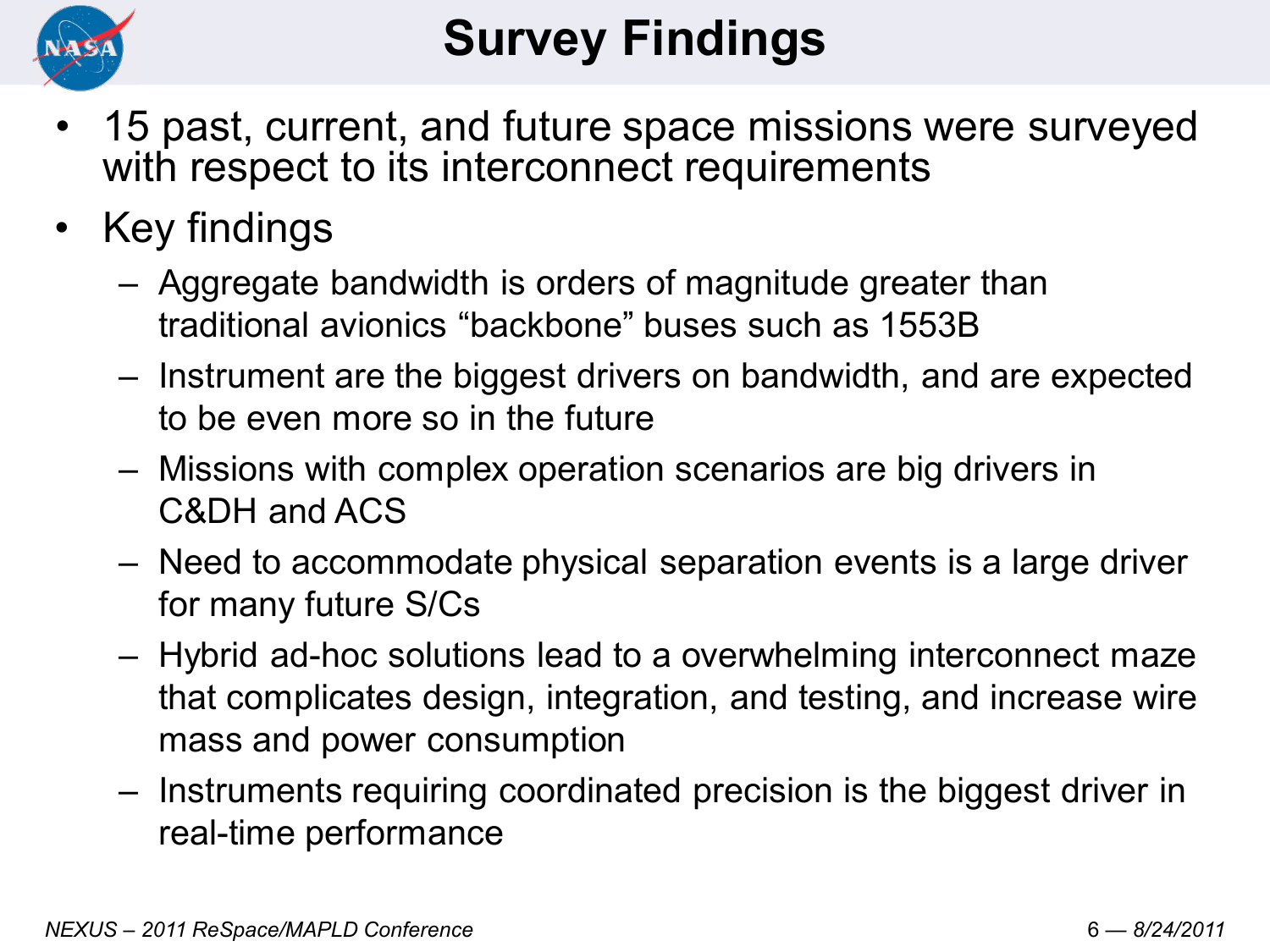# Survey Findings

- 15 past, current, and future space missions were surveyed with respect to its interconnect requirements
- Key findings
  - Aggregate bandwidth is orders of magnitude greater than traditional avionics “backbone” buses such as 1553B
  - Instrument are the biggest drivers on bandwidth, and are expected to be even more so in the future
  - Missions with complex operation scenarios are big drivers in C&DH and ACS
  - Need to accommodate physical separation events is a large driver for many future S/Cs
  - Hybrid ad-hoc solutions lead to a overwhelming interconnect maze that complicates design, integration, and testing, and increase wire mass and power consumption
  - Instruments requiring coordinated precision is the biggest driver in real-time performance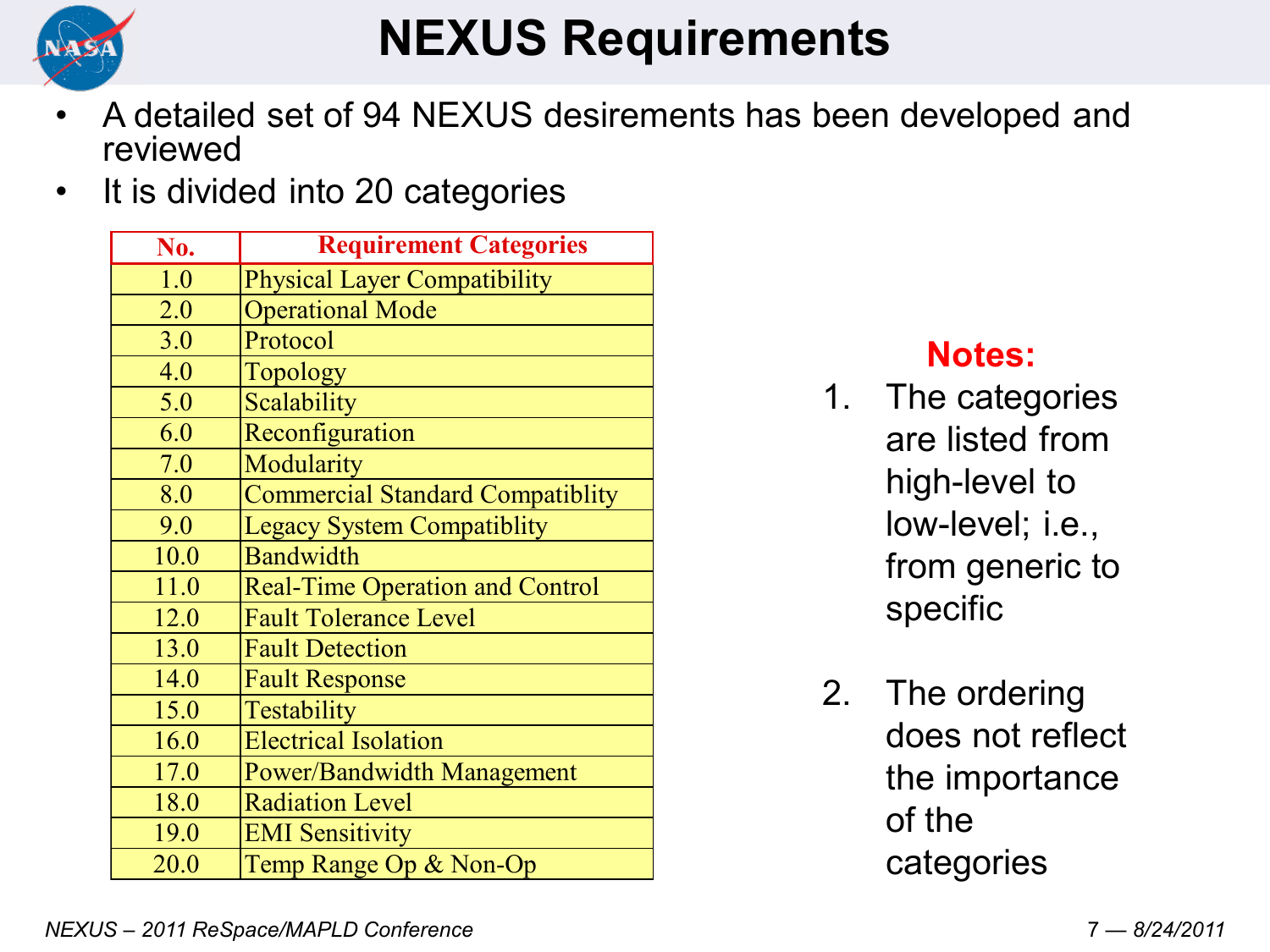# NEXUS Requirements

- A detailed set of 94 NEXUS desirements has been developed and reviewed
- It is divided into 20 categories

| No. | Requirement Categories |
|---|---|
| 1.0 | Physical Layer Compatibility |
| 2.0 | Operational Mode |
| 3.0 | Protocol |
| 4.0 | Topology |
| 5.0 | Scalability |
| 6.0 | Reconfiguration |
| 7.0 | Modularity |
| 8.0 | Commercial Standard Compatiblity |
| 9.0 | Legacy System Compatiblity |
| 10.0 | Bandwidth |
| 11.0 | Real-Time Operation and Control |
| 12.0 | Fault Tolerance Level |
| 13.0 | Fault Detection |
| 14.0 | Fault Response |
| 15.0 | Testability |
| 16.0 | Electrical Isolation |
| 17.0 | Power/Bandwidth Management |
| 18.0 | Radiation Level |
| 19.0 | EMI Sensitivity |
| 20.0 | Temp Range Op & Non-Op |

**Notes:**

1. The categories are listed from high-level to low-level; i.e., from generic to specific
2. The ordering does not reflect the importance of the categories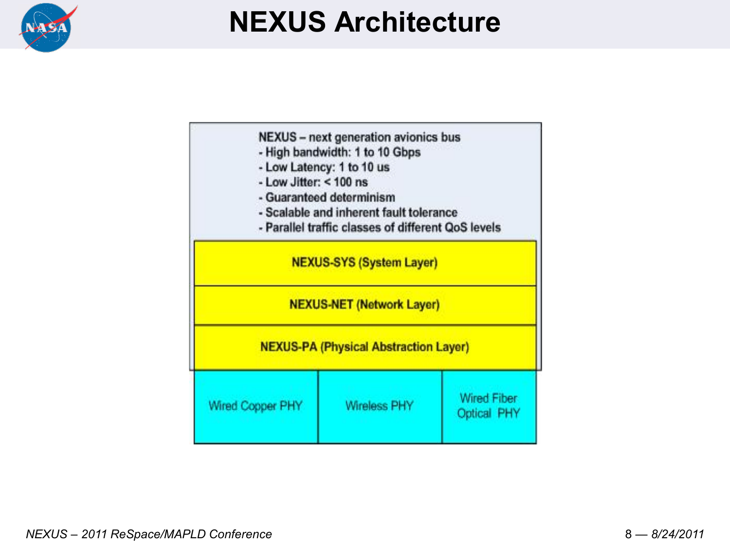# NEXUS Architecture

NEXUS – next generation avionics bus
- High bandwidth: 1 to 10 Gbps
- Low Latency: 1 to 10 us
- Low Jitter: < 100 ns
- Guaranteed determinism
- Scalable and inherent fault tolerance
- Parallel traffic classes of different QoS levels

| NEXUS-SYS (System Layer) | | |
|---|---|---|
| NEXUS-NET (Network Layer) | | |
| NEXUS-PA (Physical Abstraction Layer) | | |
| Wired Copper PHY | Wireless PHY | Wired Fiber Optical PHY |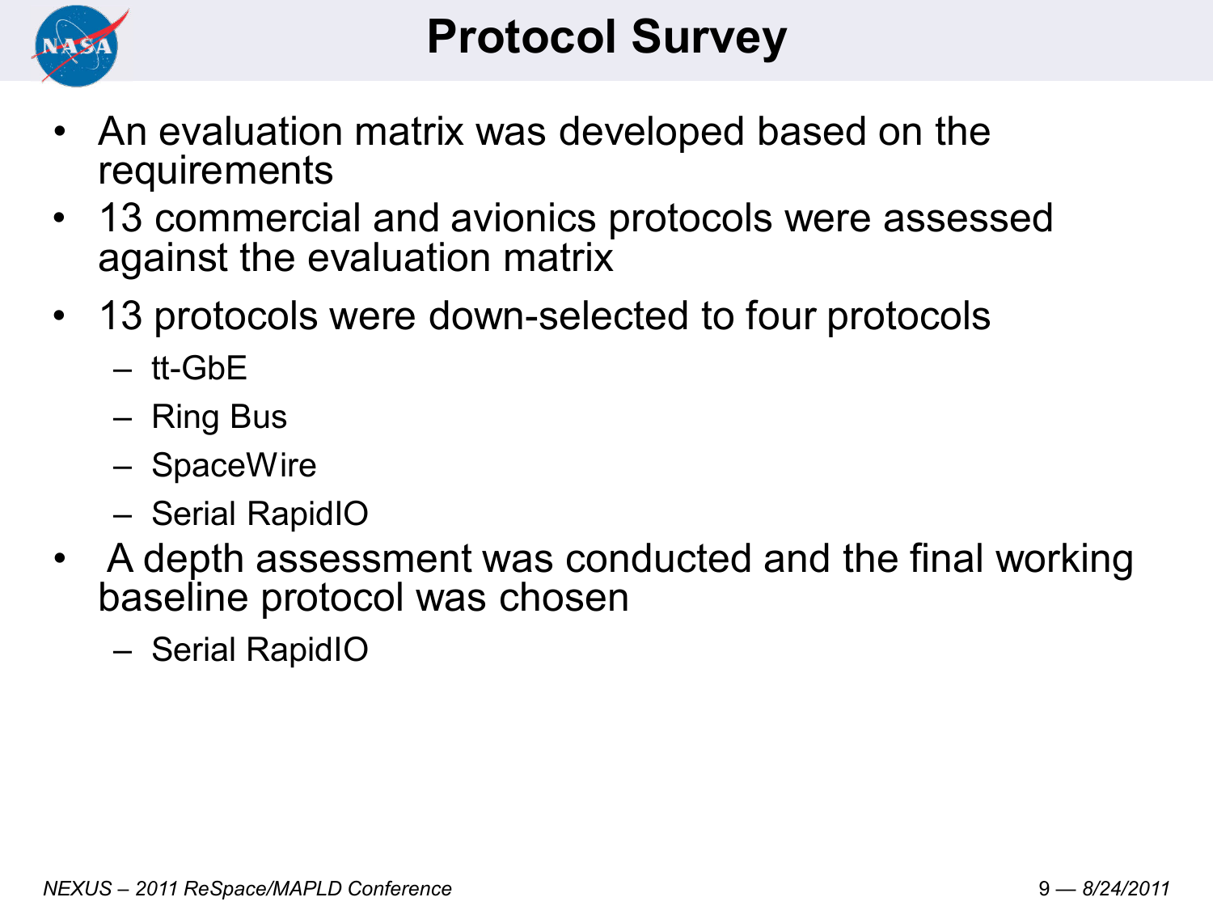# Protocol Survey

- An evaluation matrix was developed based on the requirements
- 13 commercial and avionics protocols were assessed against the evaluation matrix
- 13 protocols were down-selected to four protocols
  - tt-GbE
  - Ring Bus
  - SpaceWire
  - Serial RapidIO
- A depth assessment was conducted and the final working baseline protocol was chosen
  - Serial RapidIO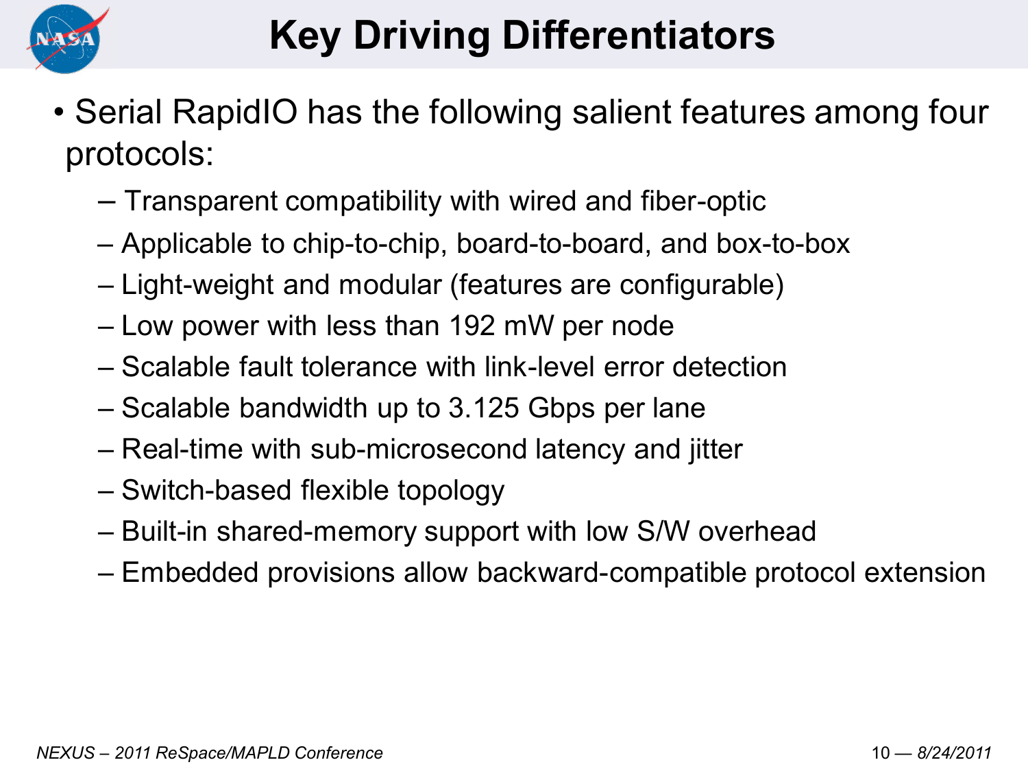# Key Driving Differentiators

- Serial RapidIO has the following salient features among four protocols:
  - Transparent compatibility with wired and fiber-optic
  - Applicable to chip-to-chip, board-to-board, and box-to-box
  - Light-weight and modular (features are configurable)
  - Low power with less than 192 mW per node
  - Scalable fault tolerance with link-level error detection
  - Scalable bandwidth up to 3.125 Gbps per lane
  - Real-time with sub-microsecond latency and jitter
  - Switch-based flexible topology
  - Built-in shared-memory support with low S/W overhead
  - Embedded provisions allow backward-compatible protocol extension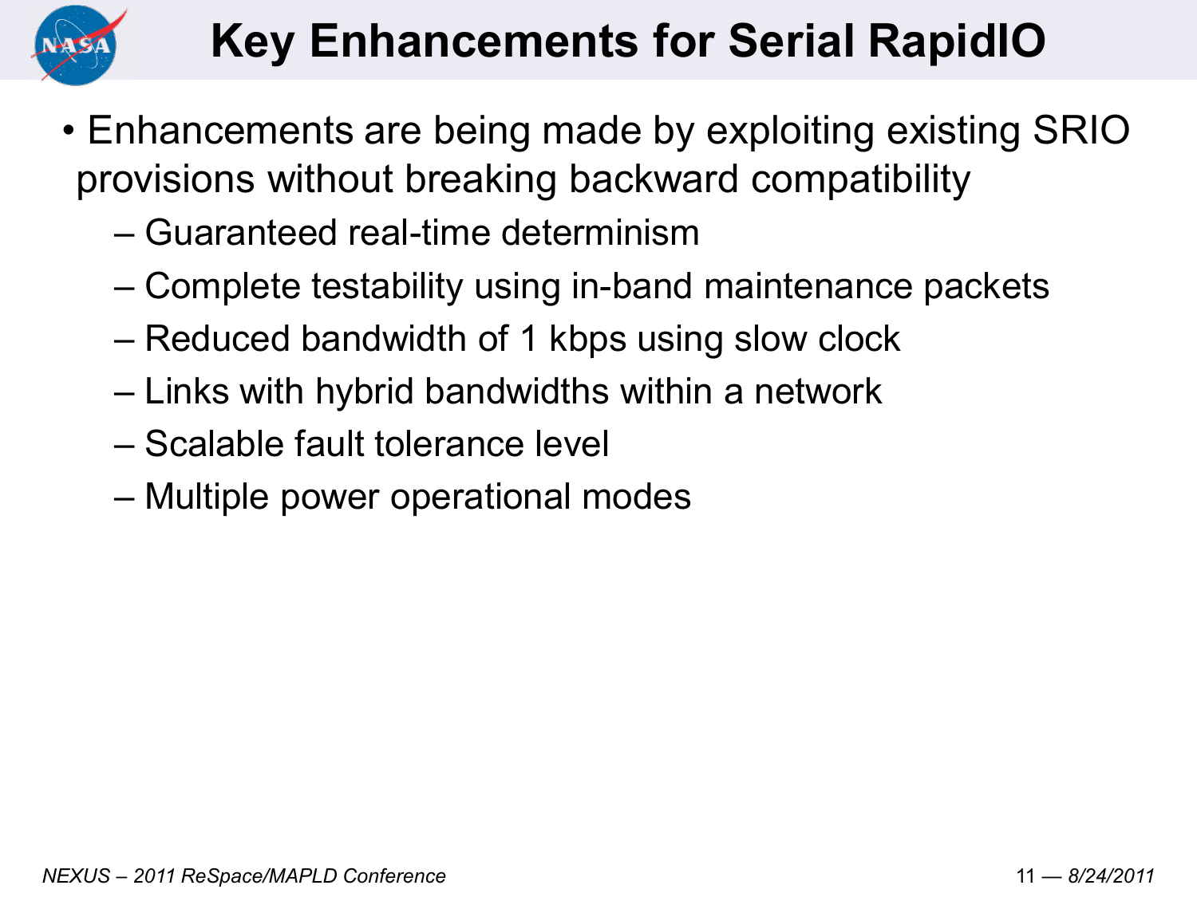# Key Enhancements for Serial RapidIO

- Enhancements are being made by exploiting existing SRIO provisions without breaking backward compatibility
  - Guaranteed real-time determinism
  - Complete testability using in-band maintenance packets
  - Reduced bandwidth of 1 kbps using slow clock
  - Links with hybrid bandwidths within a network
  - Scalable fault tolerance level
  - Multiple power operational modes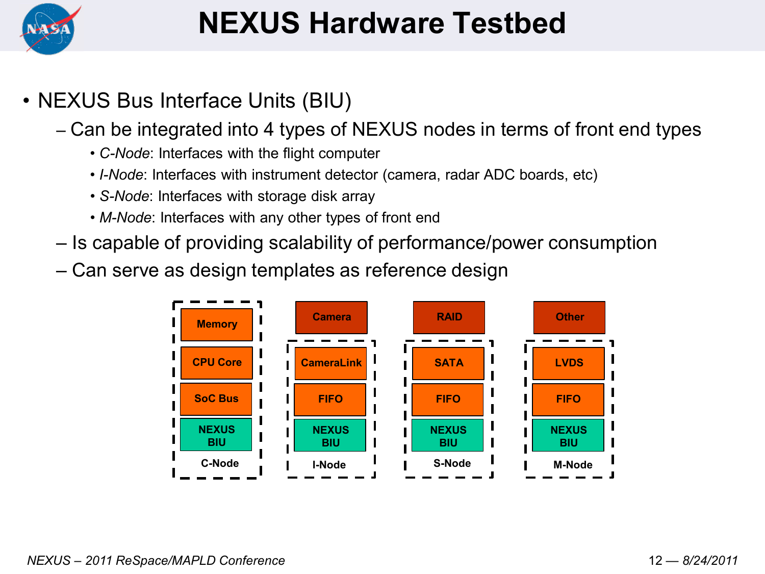# NEXUS Hardware Testbed

- NEXUS Bus Interface Units (BIU)
  - Can be integrated into 4 types of NEXUS nodes in terms of front end types
    - *C-Node*: Interfaces with the flight computer
    - *I-Node*: Interfaces with instrument detector (camera, radar ADC boards, etc)
    - *S-Node*: Interfaces with storage disk array
    - *M-Node*: Interfaces with any other types of front end
  - Is capable of providing scalability of performance/power consumption
  - Can serve as design templates as reference design

| C-Node | I-Node | S-Node | M-Node |
| --- | --- | --- | --- |
| Memory | Camera | RAID | Other |
| CPU Core | CameraLink | SATA | LVDS |
| SoC Bus | FIFO | FIFO | FIFO |
| NEXUS BIU | NEXUS BIU | NEXUS BIU | NEXUS BIU |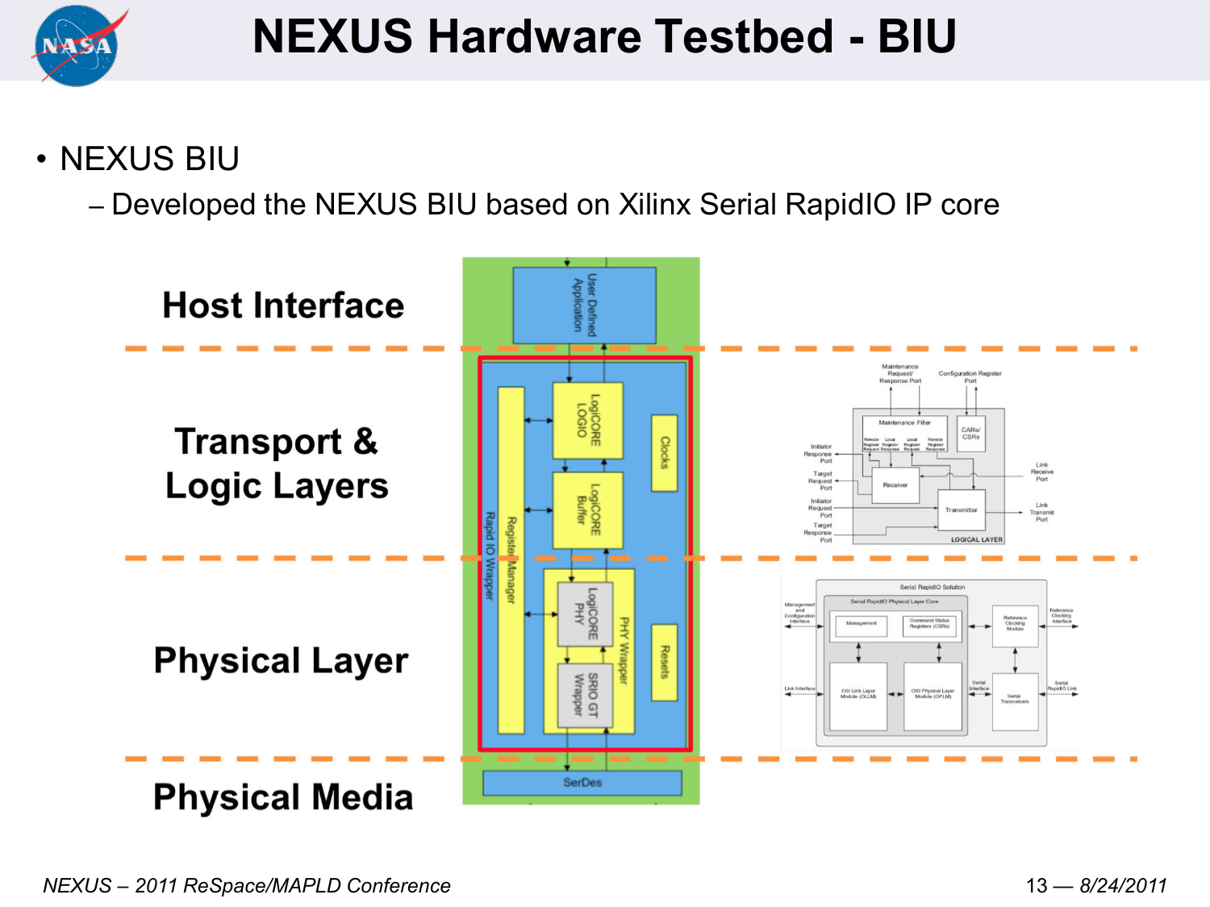# NEXUS Hardware Testbed - BIU

- NEXUS BIU
  - Developed the NEXUS BIU based on Xilinx Serial RapidIO IP core

Host Interface

Transport & Logic Layers

Physical Layer

Physical Media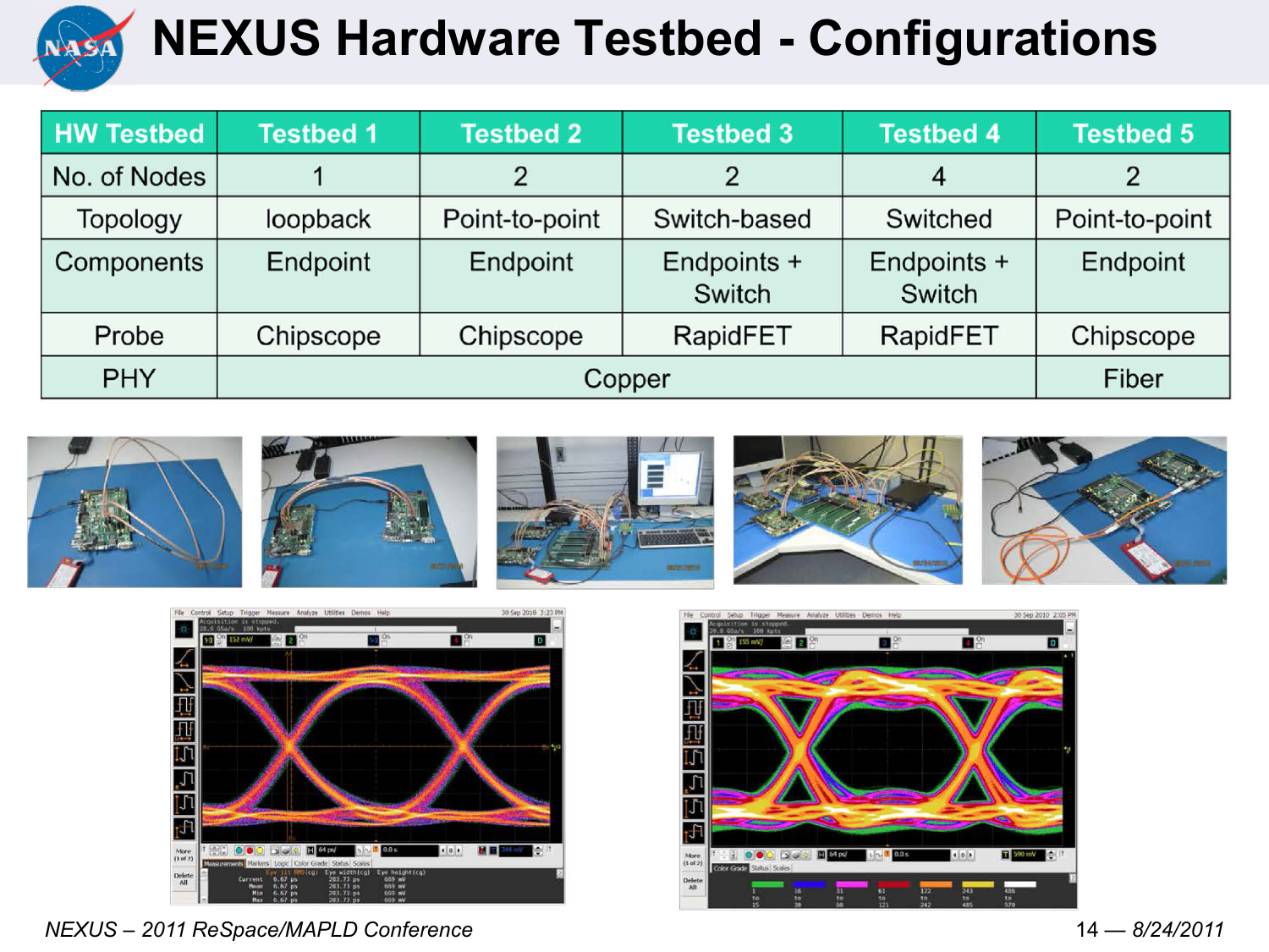# NEXUS Hardware Testbed - Configurations

| HW Testbed | Testbed 1 | Testbed 2 | Testbed 3 | Testbed 4 | Testbed 5 |
|---|---|---|---|---|---|
| No. of Nodes | 1 | 2 | 2 | 4 | 2 |
| Topology | loopback | Point-to-point | Switch-based | Switched | Point-to-point |
| Components | Endpoint | Endpoint | Endpoints + Switch | Endpoints + Switch | Endpoint |
| Probe | Chipscope | Chipscope | RapidFET | RapidFET | Chipscope |
| PHY | Copper | | | | Fiber |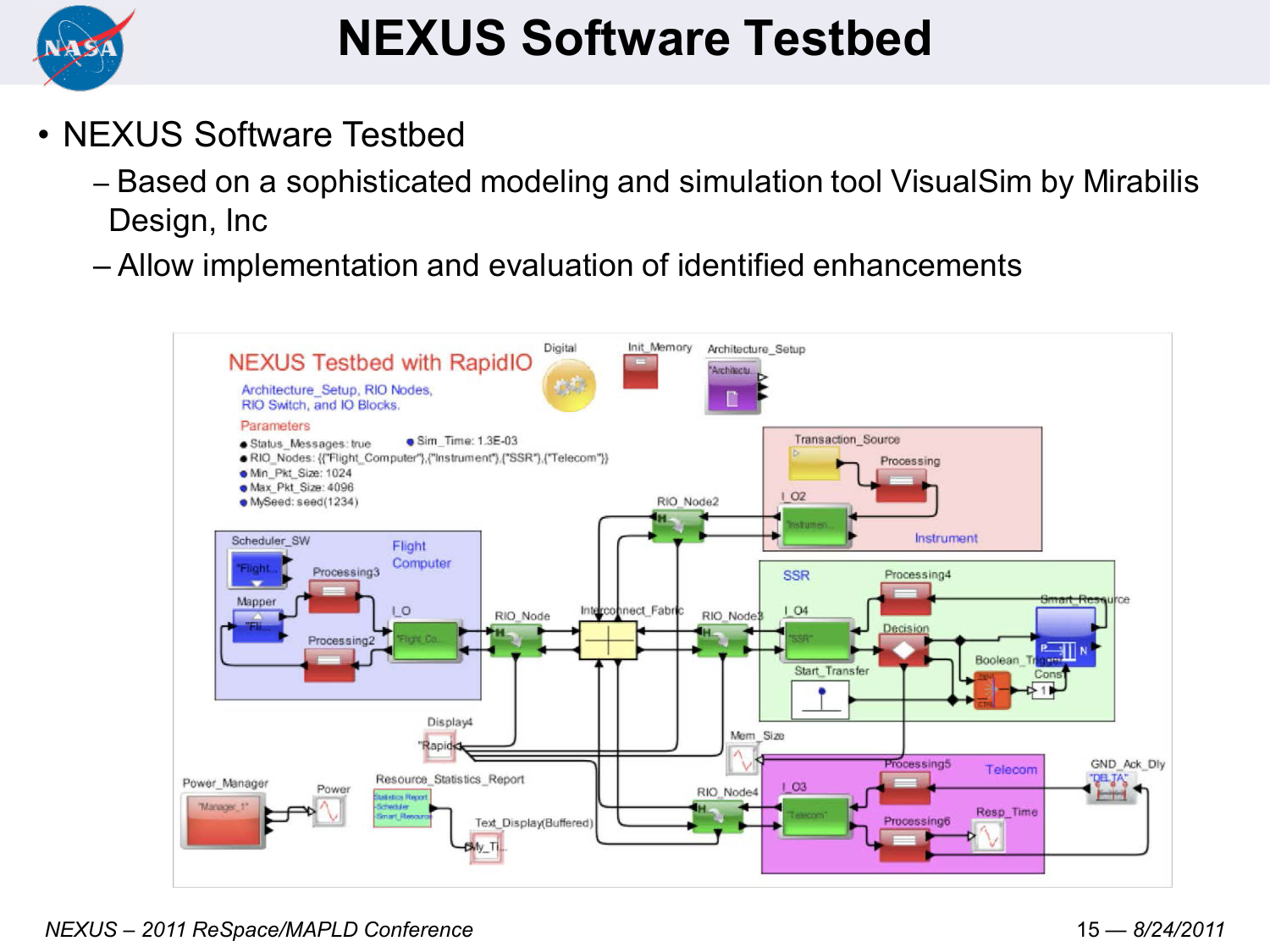# NEXUS Software Testbed

- NEXUS Software Testbed
  - Based on a sophisticated modeling and simulation tool VisualSim by Mirabilis Design, Inc
  - Allow implementation and evaluation of identified enhancements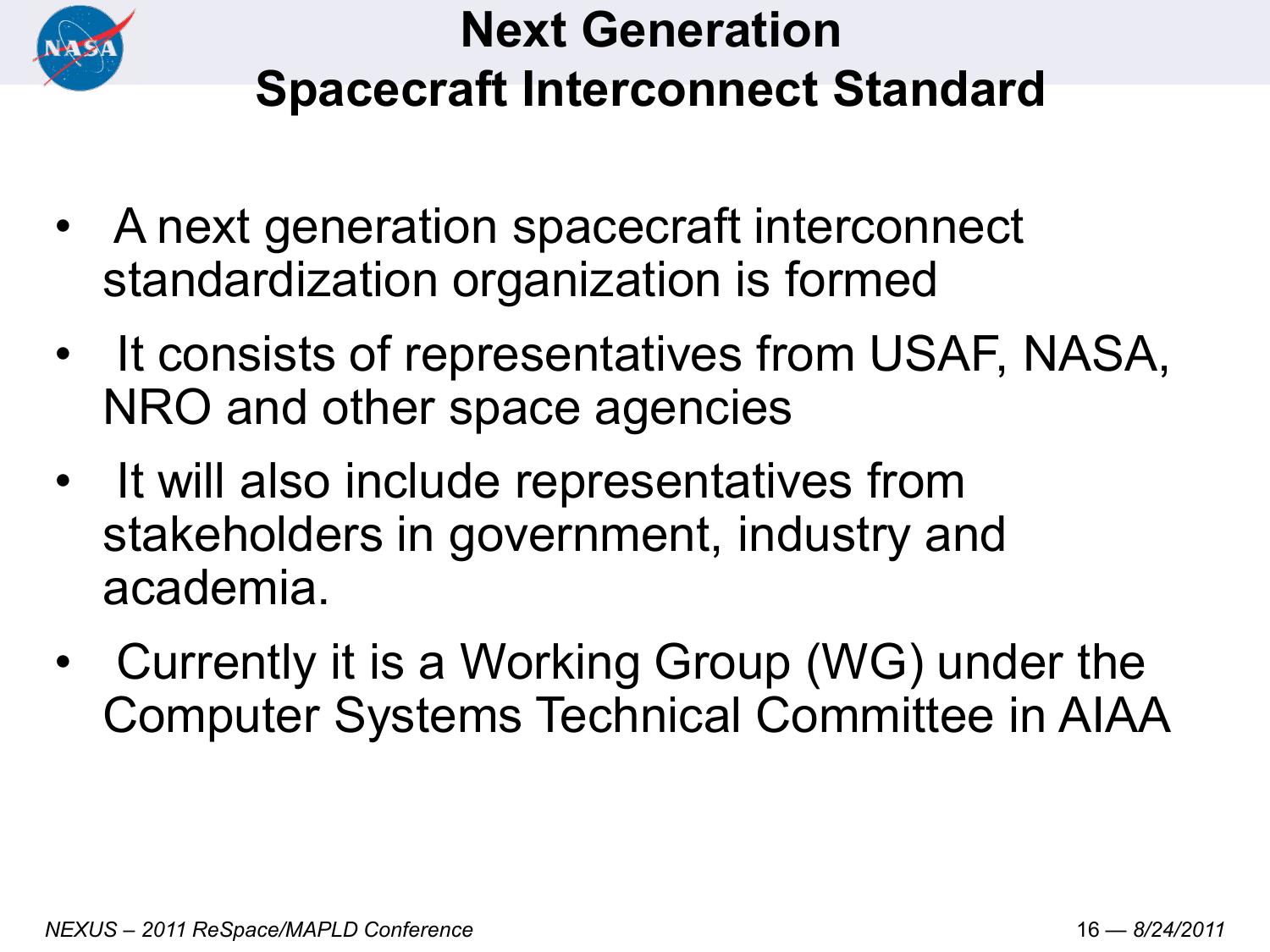# Next Generation Spacecraft Interconnect Standard

- A next generation spacecraft interconnect standardization organization is formed
- It consists of representatives from USAF, NASA, NRO and other space agencies
- It will also include representatives from stakeholders in government, industry and academia.
- Currently it is a Working Group (WG) under the Computer Systems Technical Committee in AIAA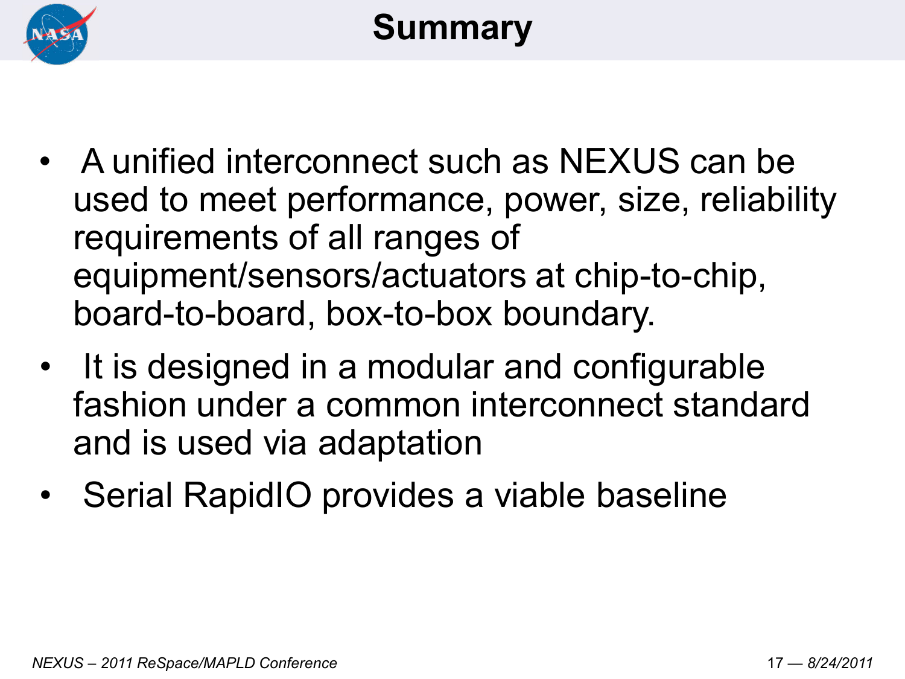# Summary

- A unified interconnect such as NEXUS can be used to meet performance, power, size, reliability requirements of all ranges of equipment/sensors/actuators at chip-to-chip, board-to-board, box-to-box boundary.
- It is designed in a modular and configurable fashion under a common interconnect standard and is used via adaptation
- Serial RapidIO provides a viable baseline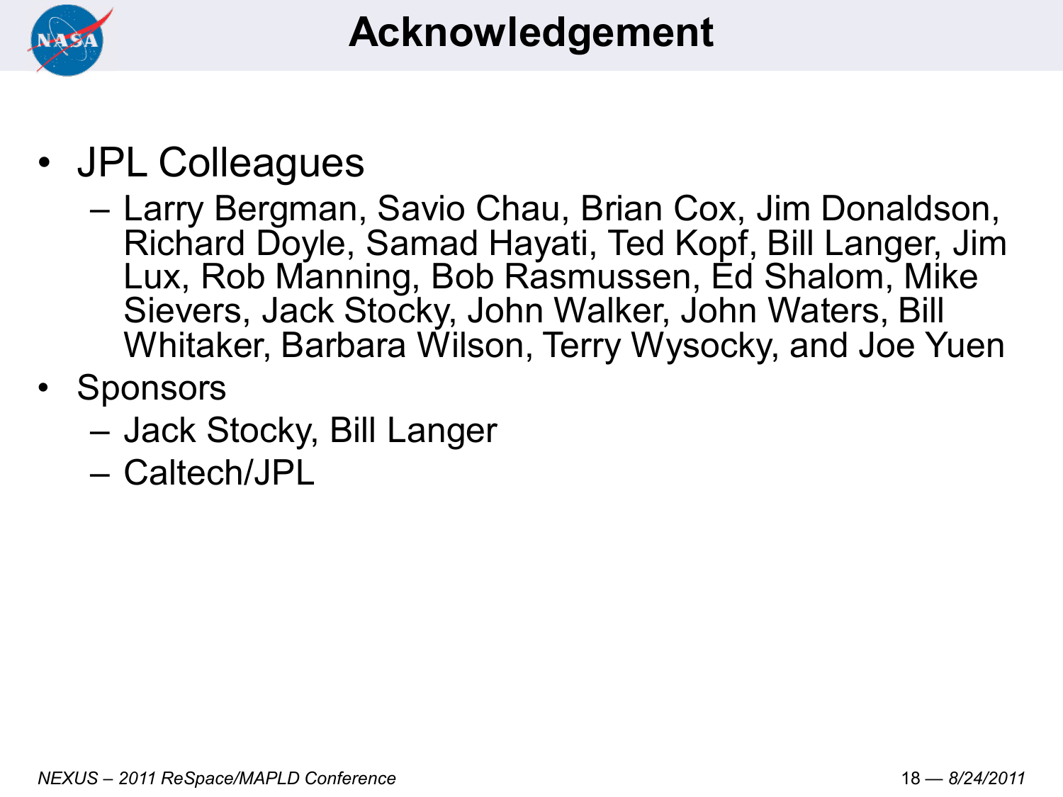# Acknowledgement

- JPL Colleagues
  - Larry Bergman, Savio Chau, Brian Cox, Jim Donaldson, Richard Doyle, Samad Hayati, Ted Kopf, Bill Langer, Jim Lux, Rob Manning, Bob Rasmussen, Ed Shalom, Mike Sievers, Jack Stocky, John Walker, John Waters, Bill Whitaker, Barbara Wilson, Terry Wysocky, and Joe Yuen
- Sponsors
  - Jack Stocky, Bill Langer
  - Caltech/JPL